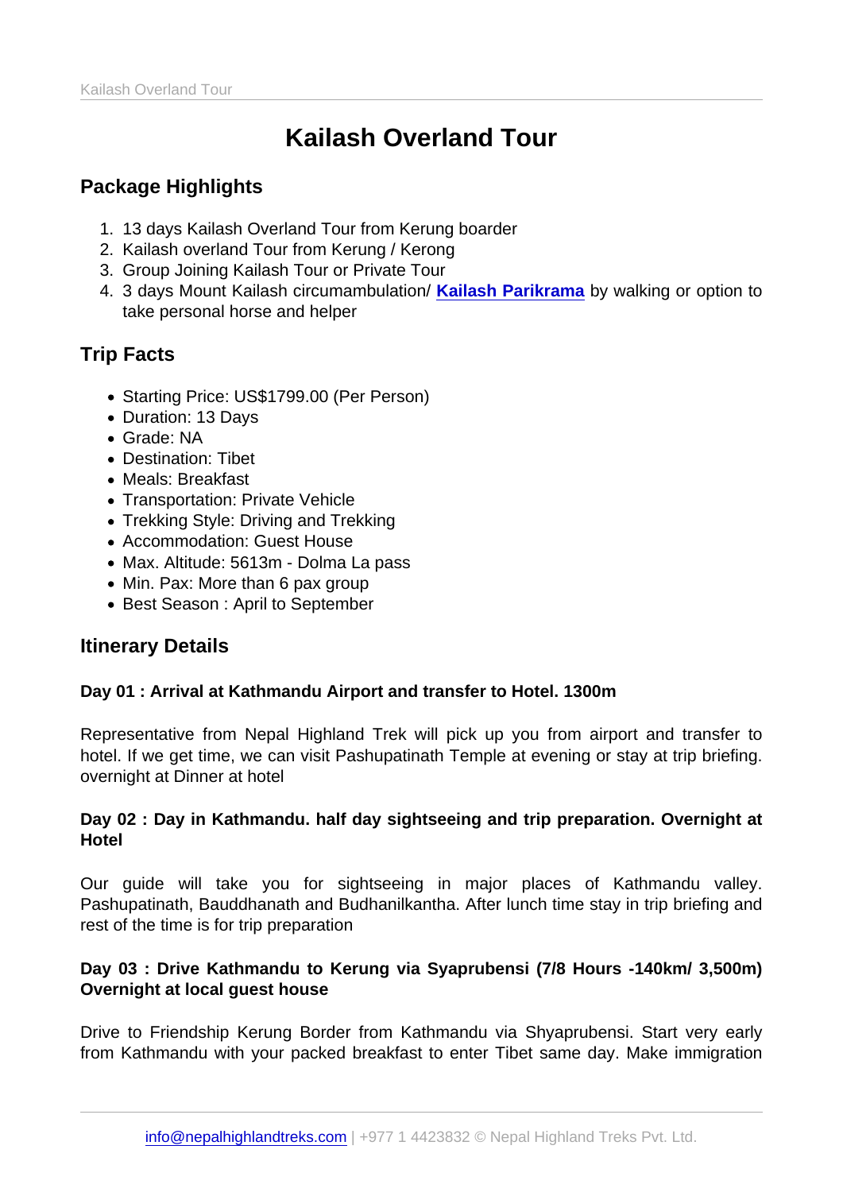# Kailash Overland Tour

## Package Highlights

1. 13 days Kailash Overland Tour from Kerung boarder
2. Kailash overland Tour from Kerung / Kerong
3. Group Joining Kailash Tour or Private Tour
4. 3 days Mount Kailash circumambulation/ **Kailash Parikrama** by walking or option to take personal horse and helper

## Trip Facts

- Starting Price: US$1799.00 (Per Person)
- Duration: 13 Days
- Grade: NA
- Destination: Tibet
- Meals: Breakfast
- Transportation: Private Vehicle
- Trekking Style: Driving and Trekking
- Accommodation: Guest House
- Max. Altitude: 5613m - Dolma La pass
- Min. Pax: More than 6 pax group
- Best Season : April to September

## Itinerary Details

**Day 01 : Arrival at Kathmandu Airport and transfer to Hotel. 1300m**

Representative from Nepal Highland Trek will pick up you from airport and transfer to hotel. If we get time, we can visit Pashupatinath Temple at evening or stay at trip briefing. overnight at Dinner at hotel

**Day 02 : Day in Kathmandu. half day sightseeing and trip preparation. Overnight at Hotel**

Our guide will take you for sightseeing in major places of Kathmandu valley. Pashupatinath, Bauddhanath and Budhanilkantha. After lunch time stay in trip briefing and rest of the time is for trip preparation

**Day 03 : Drive Kathmandu to Kerung via Syaprubensi (7/8 Hours -140km/ 3,500m) Overnight at local guest house**

Drive to Friendship Kerung Border from Kathmandu via Shyaprubensi. Start very early from Kathmandu with your packed breakfast to enter Tibet same day. Make immigration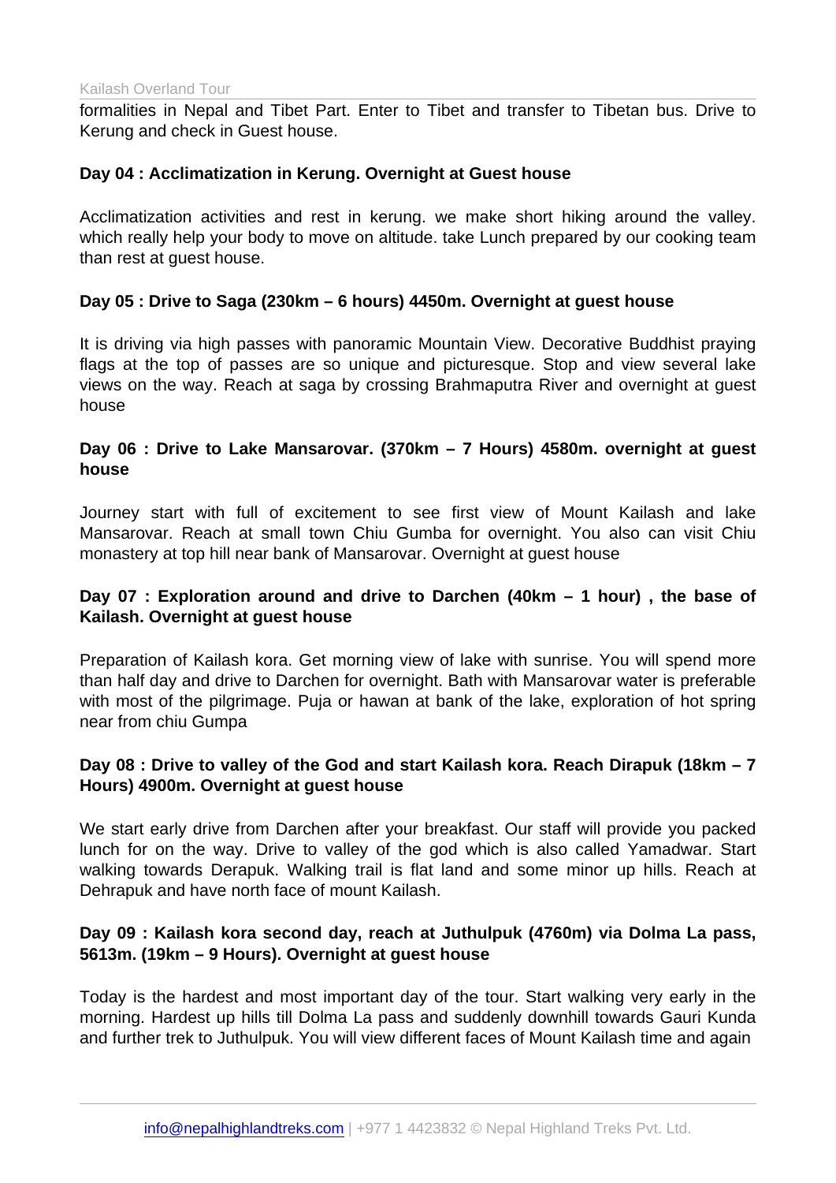formalities in Nepal and Tibet Part. Enter to Tibet and transfer to Tibetan bus. Drive to Kerung and check in Guest house.

**Day 04 : Acclimatization in Kerung. Overnight at Guest house**

Acclimatization activities and rest in kerung. we make short hiking around the valley. which really help your body to move on altitude. take Lunch prepared by our cooking team than rest at guest house.

**Day 05 : Drive to Saga (230km – 6 hours) 4450m. Overnight at guest house**

It is driving via high passes with panoramic Mountain View. Decorative Buddhist praying flags at the top of passes are so unique and picturesque. Stop and view several lake views on the way. Reach at saga by crossing Brahmaputra River and overnight at guest house

**Day 06 : Drive to Lake Mansarovar. (370km – 7 Hours) 4580m. overnight at guest house**

Journey start with full of excitement to see first view of Mount Kailash and lake Mansarovar. Reach at small town Chiu Gumba for overnight. You also can visit Chiu monastery at top hill near bank of Mansarovar. Overnight at guest house

**Day 07 : Exploration around and drive to Darchen (40km – 1 hour) , the base of Kailash. Overnight at guest house**

Preparation of Kailash kora. Get morning view of lake with sunrise. You will spend more than half day and drive to Darchen for overnight. Bath with Mansarovar water is preferable with most of the pilgrimage. Puja or hawan at bank of the lake, exploration of hot spring near from chiu Gumpa

**Day 08 : Drive to valley of the God and start Kailash kora. Reach Dirapuk (18km – 7 Hours) 4900m. Overnight at guest house**

We start early drive from Darchen after your breakfast. Our staff will provide you packed lunch for on the way. Drive to valley of the god which is also called Yamadwar. Start walking towards Derapuk. Walking trail is flat land and some minor up hills. Reach at Dehrapuk and have north face of mount Kailash.

**Day 09 : Kailash kora second day, reach at Juthulpuk (4760m) via Dolma La pass, 5613m. (19km – 9 Hours). Overnight at guest house**

Today is the hardest and most important day of the tour. Start walking very early in the morning. Hardest up hills till Dolma La pass and suddenly downhill towards Gauri Kunda and further trek to Juthulpuk. You will view different faces of Mount Kailash time and again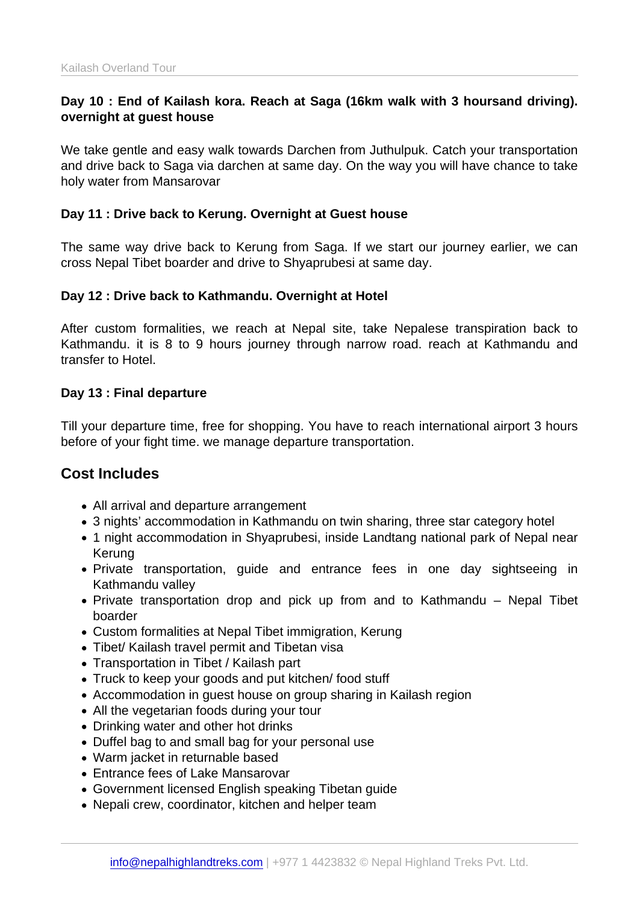**Day 10 : End of Kailash kora. Reach at Saga (16km walk with 3 hoursand driving). overnight at guest house**

We take gentle and easy walk towards Darchen from Juthulpuk. Catch your transportation and drive back to Saga via darchen at same day. On the way you will have chance to take holy water from Mansarovar

**Day 11 : Drive back to Kerung. Overnight at Guest house**

The same way drive back to Kerung from Saga. If we start our journey earlier, we can cross Nepal Tibet boarder and drive to Shyaprubesi at same day.

**Day 12 : Drive back to Kathmandu. Overnight at Hotel**

After custom formalities, we reach at Nepal site, take Nepalese transpiration back to Kathmandu. it is 8 to 9 hours journey through narrow road. reach at Kathmandu and transfer to Hotel.

**Day 13 : Final departure**

Till your departure time, free for shopping. You have to reach international airport 3 hours before of your fight time. we manage departure transportation.

## Cost Includes

- All arrival and departure arrangement
- 3 nights' accommodation in Kathmandu on twin sharing, three star category hotel
- 1 night accommodation in Shyaprubesi, inside Landtang national park of Nepal near Kerung
- Private transportation, guide and entrance fees in one day sightseeing in Kathmandu valley
- Private transportation drop and pick up from and to Kathmandu – Nepal Tibet boarder
- Custom formalities at Nepal Tibet immigration, Kerung
- Tibet/ Kailash travel permit and Tibetan visa
- Transportation in Tibet / Kailash part
- Truck to keep your goods and put kitchen/ food stuff
- Accommodation in guest house on group sharing in Kailash region
- All the vegetarian foods during your tour
- Drinking water and other hot drinks
- Duffel bag to and small bag for your personal use
- Warm jacket in returnable based
- Entrance fees of Lake Mansarovar
- Government licensed English speaking Tibetan guide
- Nepali crew, coordinator, kitchen and helper team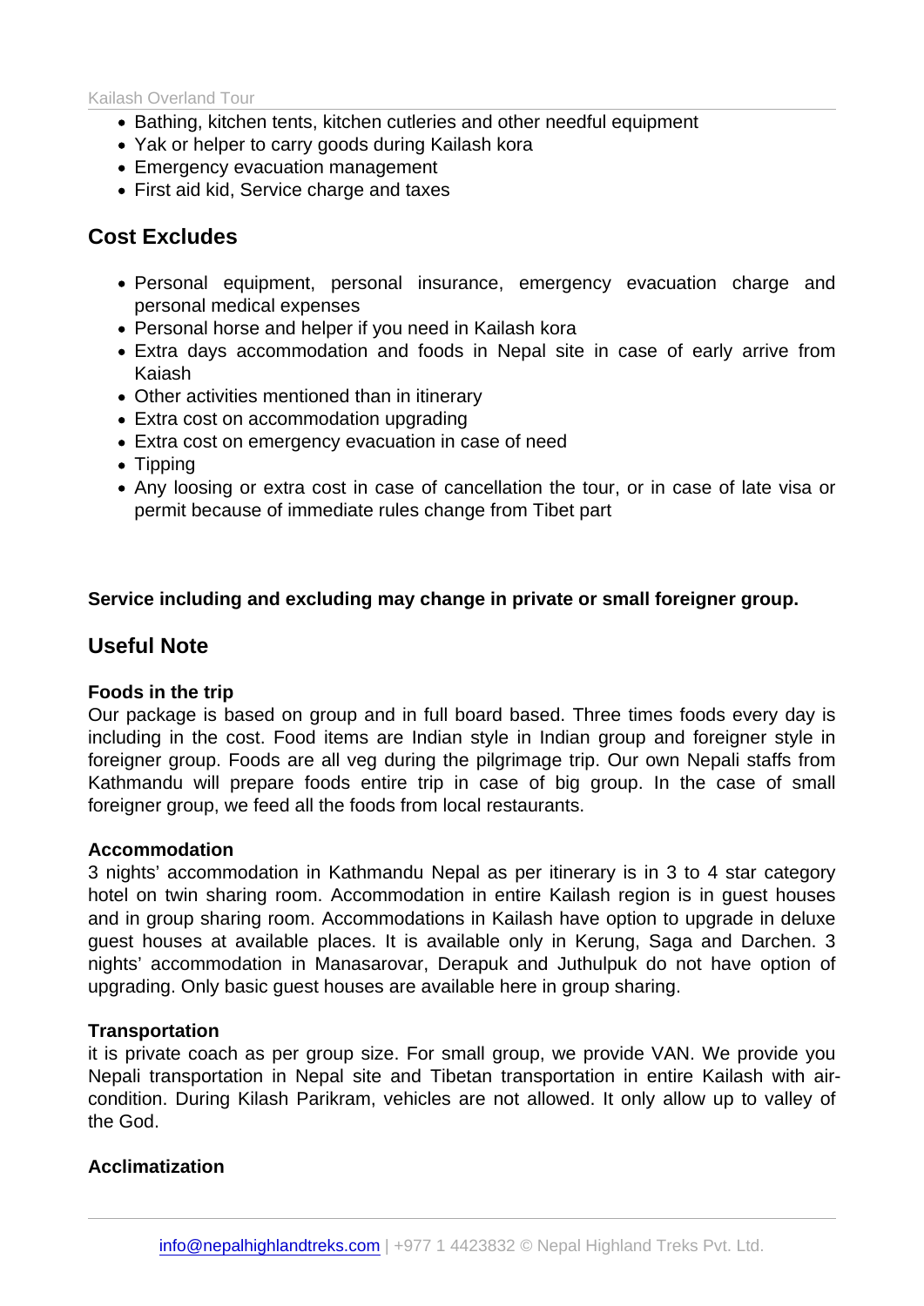- Bathing, kitchen tents, kitchen cutleries and other needful equipment
- Yak or helper to carry goods during Kailash kora
- Emergency evacuation management
- First aid kid, Service charge and taxes

## Cost Excludes

- Personal equipment, personal insurance, emergency evacuation charge and personal medical expenses
- Personal horse and helper if you need in Kailash kora
- Extra days accommodation and foods in Nepal site in case of early arrive from Kaiash
- Other activities mentioned than in itinerary
- Extra cost on accommodation upgrading
- Extra cost on emergency evacuation in case of need
- Tipping
- Any loosing or extra cost in case of cancellation the tour, or in case of late visa or permit because of immediate rules change from Tibet part

**Service including and excluding may change in private or small foreigner group.**

## Useful Note

**Foods in the trip**

Our package is based on group and in full board based. Three times foods every day is including in the cost. Food items are Indian style in Indian group and foreigner style in foreigner group. Foods are all veg during the pilgrimage trip. Our own Nepali staffs from Kathmandu will prepare foods entire trip in case of big group. In the case of small foreigner group, we feed all the foods from local restaurants.

**Accommodation**

3 nights' accommodation in Kathmandu Nepal as per itinerary is in 3 to 4 star category hotel on twin sharing room. Accommodation in entire Kailash region is in guest houses and in group sharing room. Accommodations in Kailash have option to upgrade in deluxe guest houses at available places. It is available only in Kerung, Saga and Darchen. 3 nights' accommodation in Manasarovar, Derapuk and Juthulpuk do not have option of upgrading. Only basic guest houses are available here in group sharing.

**Transportation**

it is private coach as per group size. For small group, we provide VAN. We provide you Nepali transportation in Nepal site and Tibetan transportation in entire Kailash with air-condition. During Kilash Parikram, vehicles are not allowed. It only allow up to valley of the God.

**Acclimatization**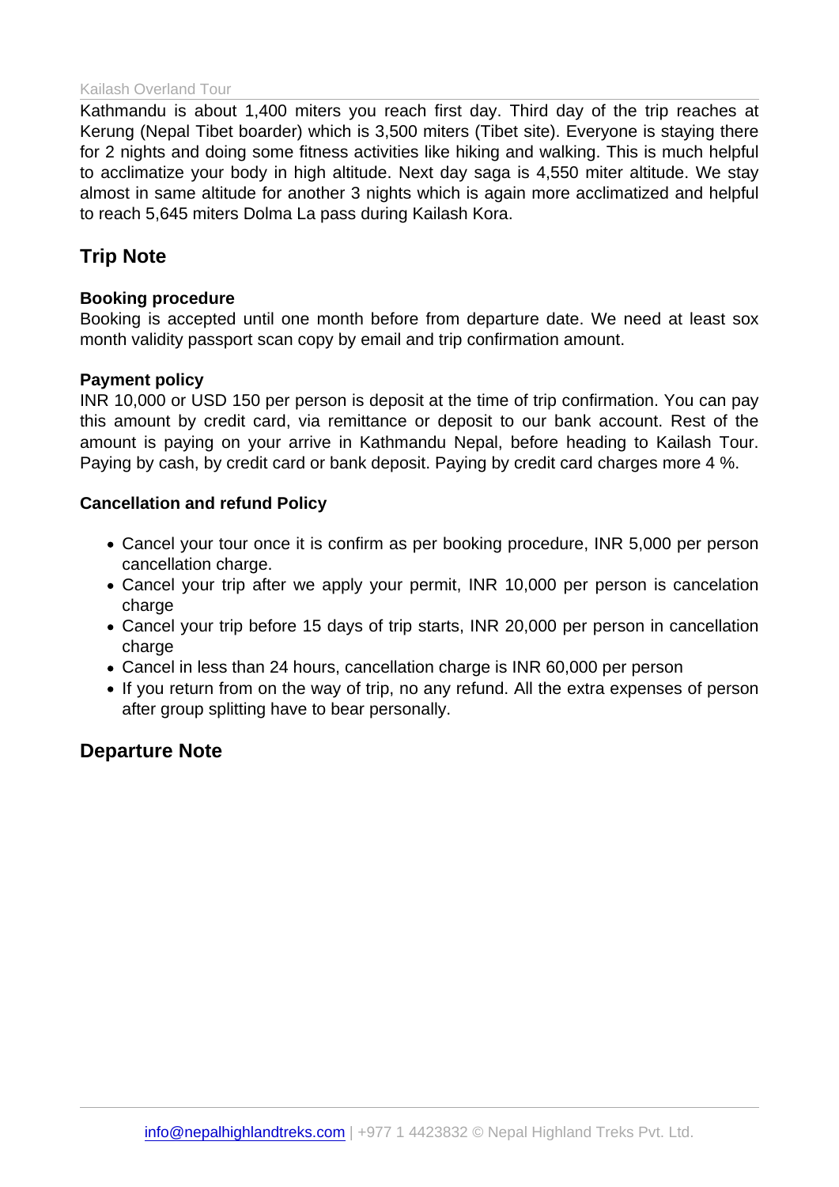Kathmandu is about 1,400 miters you reach first day. Third day of the trip reaches at Kerung (Nepal Tibet boarder) which is 3,500 miters (Tibet site). Everyone is staying there for 2 nights and doing some fitness activities like hiking and walking. This is much helpful to acclimatize your body in high altitude. Next day saga is 4,550 miter altitude. We stay almost in same altitude for another 3 nights which is again more acclimatized and helpful to reach 5,645 miters Dolma La pass during Kailash Kora.

## Trip Note

**Booking procedure**
Booking is accepted until one month before from departure date. We need at least sox month validity passport scan copy by email and trip confirmation amount.

**Payment policy**
INR 10,000 or USD 150 per person is deposit at the time of trip confirmation. You can pay this amount by credit card, via remittance or deposit to our bank account. Rest of the amount is paying on your arrive in Kathmandu Nepal, before heading to Kailash Tour. Paying by cash, by credit card or bank deposit. Paying by credit card charges more 4 %.

**Cancellation and refund Policy**

- Cancel your tour once it is confirm as per booking procedure, INR 5,000 per person cancellation charge.
- Cancel your trip after we apply your permit, INR 10,000 per person is cancelation charge
- Cancel your trip before 15 days of trip starts, INR 20,000 per person in cancellation charge
- Cancel in less than 24 hours, cancellation charge is INR 60,000 per person
- If you return from on the way of trip, no any refund. All the extra expenses of person after group splitting have to bear personally.

## Departure Note